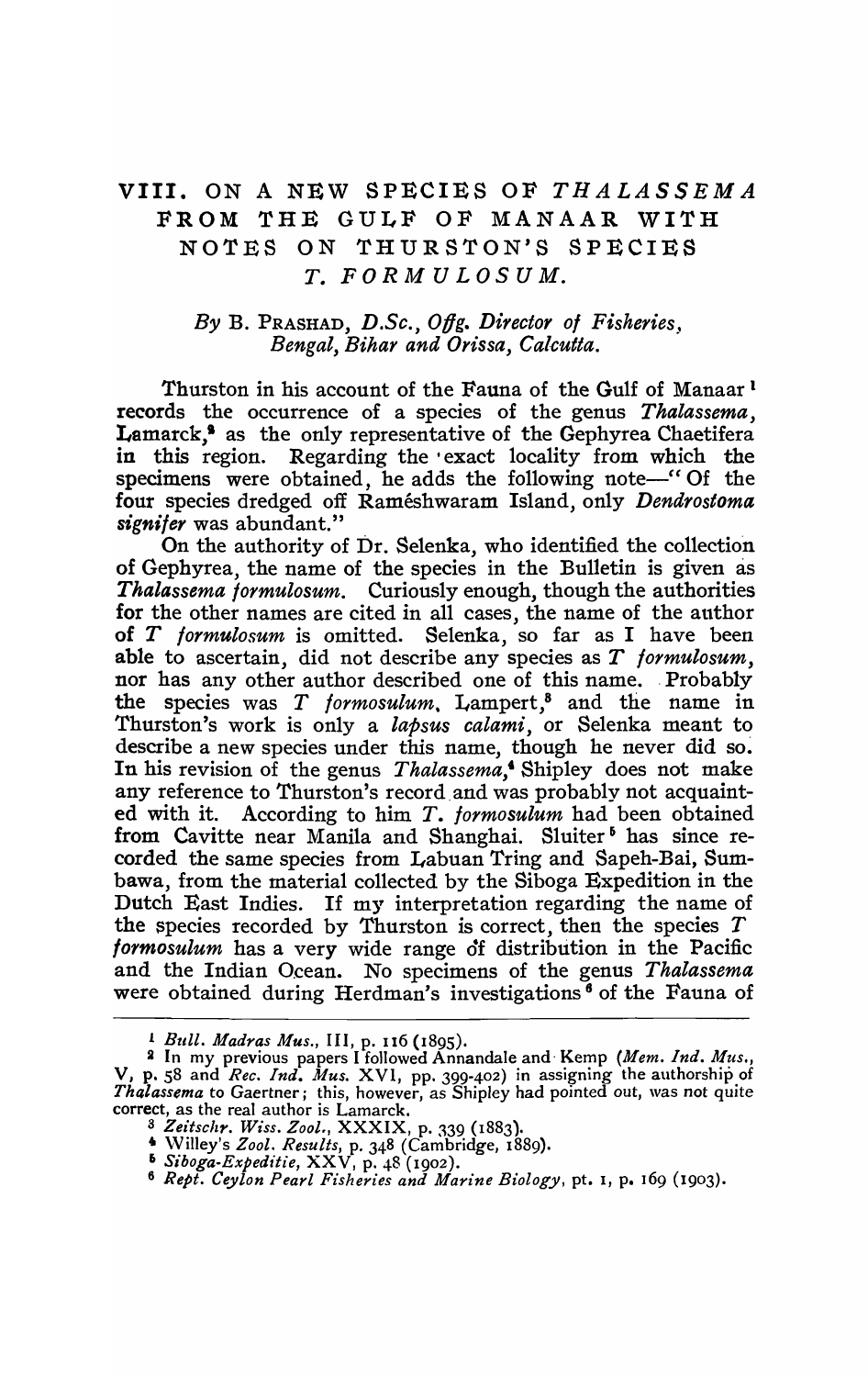# VIII. ON A NEW SPECIES OF *THALASSEMA* FROM THE GULF OF MANAAR WITH NOTES ON THURSTON'S SPECIES *T. FORMULOSUM*.

*By* B. PRASHAD, *D.Sc., Offg. Director of Fisheries, Bengal, Bihar and Orissa, Calcutta.*

Thurston in his account of the Fauna of the Gulf of Manaar[1] records the occurrence of a species of the genus *Thalassema*, Lamarck,[2] as the only representative of the Gephyrea Chaetifera in this region. Regarding the exact locality from which the specimens were obtained, he adds the following note—" Of the four species dredged off Raméshwaram Island, only *Dendrostoma signifer* was abundant."

On the authority of Dr. Selenka, who identified the collection of Gephyrea, the name of the species in the Bulletin is given as *Thalassema formulosum*. Curiously enough, though the authorities for the other names are cited in all cases, the name of the author of *T formulosum* is omitted. Selenka, so far as I have been able to ascertain, did not describe any species as *T formulosum*, nor has any other author described one of this name. Probably the species was *T formosulum*, Lampert,[3] and the name in Thurston's work is only a *lapsus calami*, or Selenka meant to describe a new species under this name, though he never did so. In his revision of the genus *Thalassema*,[4] Shipley does not make any reference to Thurston's record and was probably not acquainted with it. According to him *T. formosulum* had been obtained from Cavitte near Manila and Shanghai. Sluiter[5] has since recorded the same species from Labuan Tring and Sapeh-Bai, Sumbawa, from the material collected by the Siboga Expedition in the Dutch East Indies. If my interpretation regarding the name of the species recorded by Thurston is correct, then the species *T formosulum* has a very wide range of distribution in the Pacific and the Indian Ocean. No specimens of the genus *Thalassema* were obtained during Herdman's investigations[6] of the Fauna of

---

[1] *Bull. Madras Mus.*, III, p. 116 (1895).

[2] In my previous papers I followed Annandale and Kemp (*Mem. Ind. Mus.*, V, p. 58 and *Rec. Ind. Mus.* XVI, pp. 399-402) in assigning the authorship of *Thalassema* to Gaertner; this, however, as Shipley had pointed out, was not quite correct, as the real author is Lamarck.

[3] *Zeitschr. Wiss. Zool.*, XXXIX, p. 339 (1883).

[4] Willey's *Zool. Results*, p. 348 (Cambridge, 1889).

[5] *Siboga-Expeditie*, XXV, p. 48 (1902).

[6] *Rept. Ceylon Pearl Fisheries and Marine Biology*, pt. 1, p. 169 (1903).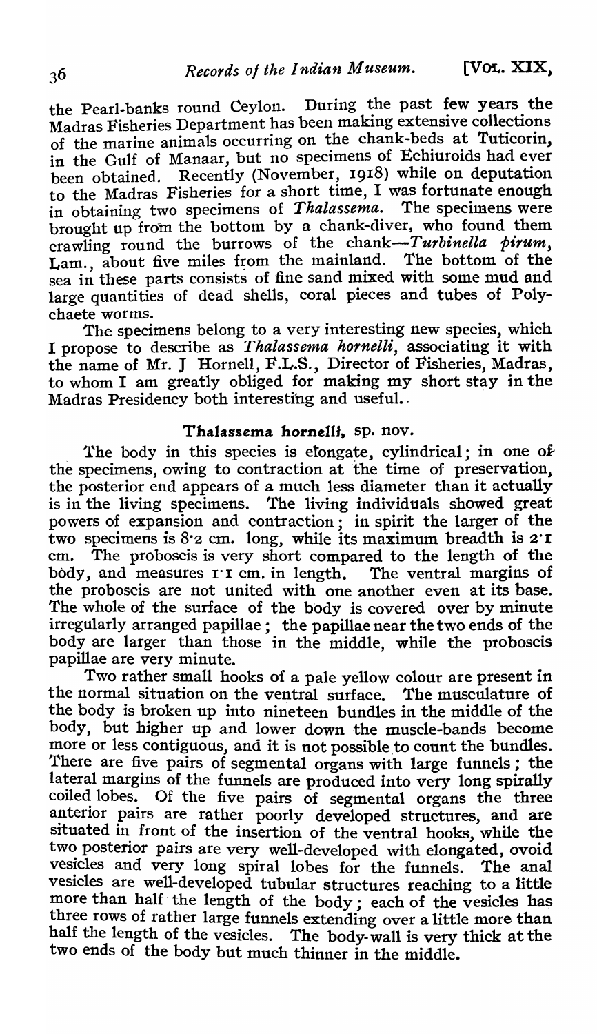the Pearl-banks round Ceylon. During the past few years the Madras Fisheries Department has been making extensive collections of the marine animals occurring on the chank-beds at Tuticorin, in the Gulf of Manaar, but no specimens of Echiuroids had ever been obtained. Recently (November, 1918) while on deputation to the Madras Fisheries for a short time, I was fortunate enough in obtaining two specimens of *Thalassema*. The specimens were brought up from the bottom by a chank-diver, who found them crawling round the burrows of the chank—*Turbinella pirum*, Lam., about five miles from the mainland. The bottom of the sea in these parts consists of fine sand mixed with some mud and large quantities of dead shells, coral pieces and tubes of Polychaete worms.

The specimens belong to a very interesting new species, which I propose to describe as *Thalassema hornelli*, associating it with the name of Mr. J Hornell, F.L.S., Director of Fisheries, Madras, to whom I am greatly obliged for making my short stay in the Madras Presidency both interesting and useful.

## Thalassema hornelli, sp. nov.

The body in this species is elongate, cylindrical; in one of the specimens, owing to contraction at the time of preservation, the posterior end appears of a much less diameter than it actually is in the living specimens. The living individuals showed great powers of expansion and contraction; in spirit the larger of the two specimens is 8·2 cm. long, while its maximum breadth is 2·1 cm. The proboscis is very short compared to the length of the body, and measures 1·1 cm. in length. The ventral margins of the proboscis are not united with one another even at its base. The whole of the surface of the body is covered over by minute irregularly arranged papillae; the papillae near the two ends of the body are larger than those in the middle, while the proboscis papillae are very minute.

Two rather small hooks of a pale yellow colour are present in the normal situation on the ventral surface. The musculature of the body is broken up into nineteen bundles in the middle of the body, but higher up and lower down the muscle-bands become more or less contiguous, and it is not possible to count the bundles. There are five pairs of segmental organs with large funnels; the lateral margins of the funnels are produced into very long spirally coiled lobes. Of the five pairs of segmental organs the three anterior pairs are rather poorly developed structures, and are situated in front of the insertion of the ventral hooks, while the two posterior pairs are very well-developed with elongated, ovoid vesicles and very long spiral lobes for the funnels. The anal vesicles are well-developed tubular structures reaching to a little more than half the length of the body; each of the vesicles has three rows of rather large funnels extending over a little more than half the length of the vesicles. The body-wall is very thick at the two ends of the body but much thinner in the middle.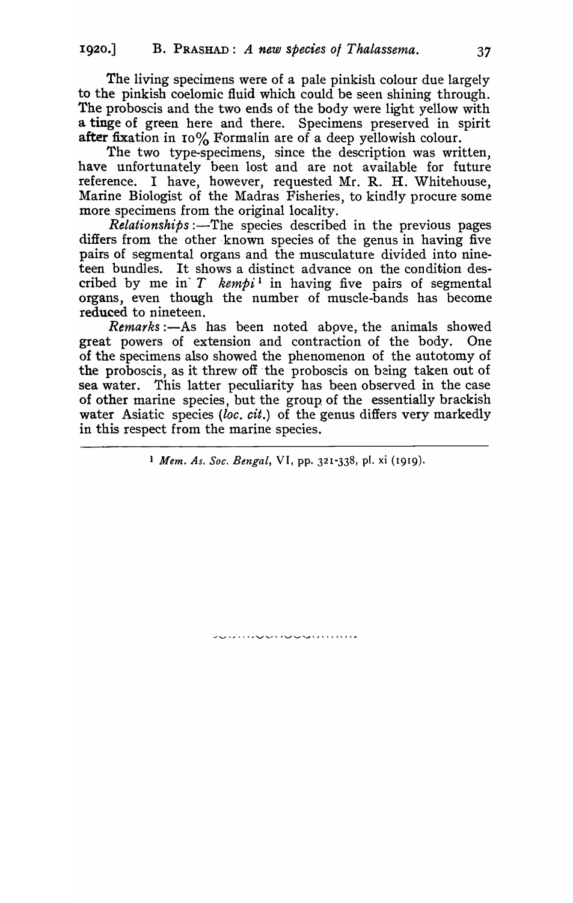The living specimens were of a pale pinkish colour due largely to the pinkish coelomic fluid which could be seen shining through. The proboscis and the two ends of the body were light yellow with a tinge of green here and there. Specimens preserved in spirit after fixation in 10% Formalin are of a deep yellowish colour.

The two type-specimens, since the description was written, have unfortunately been lost and are not available for future reference. I have, however, requested Mr. R. H. Whitehouse, Marine Biologist of the Madras Fisheries, to kindly procure some more specimens from the original locality.

*Relationships*:—The species described in the previous pages differs from the other known species of the genus in having five pairs of segmental organs and the musculature divided into nineteen bundles. It shows a distinct advance on the condition described by me in *T kempi*[1] in having five pairs of segmental organs, even though the number of muscle-bands has become reduced to nineteen.

*Remarks*:—As has been noted above, the animals showed great powers of extension and contraction of the body. One of the specimens also showed the phenomenon of the autotomy of the proboscis, as it threw off the proboscis on being taken out of sea water. This latter peculiarity has been observed in the case of other marine species, but the group of the essentially brackish water Asiatic species (*loc. cit.*) of the genus differs very markedly in this respect from the marine species.

---

[1] *Mem. As. Soc. Bengal*, VI, pp. 321-338, pl. xi (1919).